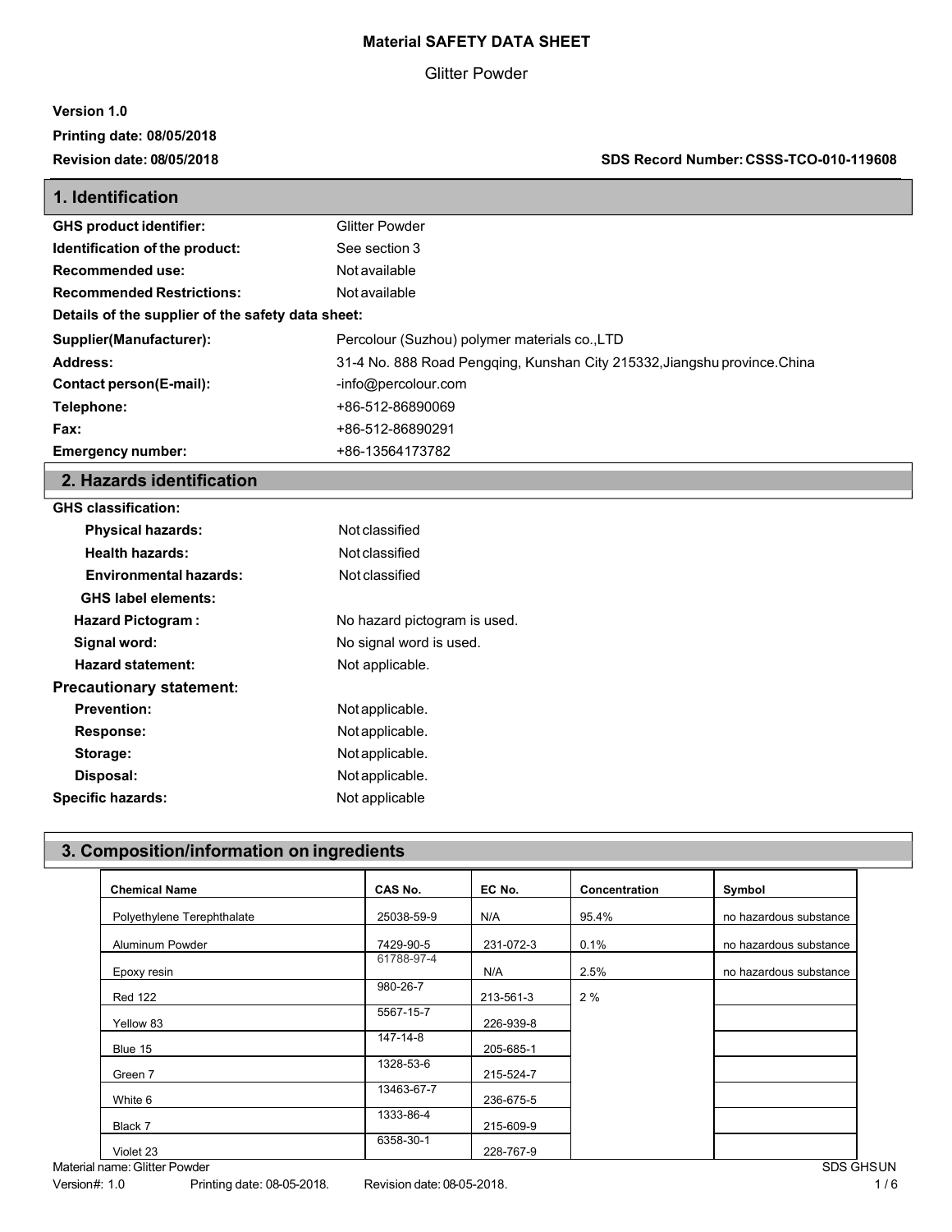# Material SAFETY DATA SHEET

Glitter Powder

**Version 1.0**

**Printing date: 08/05/2018**

**Revision date: 08/05/2018** **SDS Record Number: CSSS-TCO-010-119608**

## 1. Identification

| | |
|---|---|
| **GHS product identifier:** | Glitter Powder |
| **Identification of the product:** | See section 3 |
| **Recommended use:** | Not available |
| **Recommended Restrictions:** | Not available |

**Details of the supplier of the safety data sheet:**

| | |
|---|---|
| **Supplier(Manufacturer):** | Percolour (Suzhou) polymer materials co.,LTD |
| **Address:** | 31-4 No. 888 Road Pengqing, Kunshan City 215332,Jiangshu province.China |
| **Contact person(E-mail):** | -info@percolour.com |
| **Telephone:** | +86-512-86890069 |
| **Fax:** | +86-512-86890291 |
| **Emergency number:** | +86-13564173782 |

## 2. Hazards identification

**GHS classification:**

| | |
|---|---|
| **Physical hazards:** | Not classified |
| **Health hazards:** | Not classified |
| **Environmental hazards:** | Not classified |

**GHS label elements:**

| | |
|---|---|
| **Hazard Pictogram :** | No hazard pictogram is used. |
| **Signal word:** | No signal word is used. |
| **Hazard statement:** | Not applicable. |

**Precautionary statement:**

| | |
|---|---|
| **Prevention:** | Not applicable. |
| **Response:** | Not applicable. |
| **Storage:** | Not applicable. |
| **Disposal:** | Not applicable. |
| **Specific hazards:** | Not applicable |

## 3. Composition/information on ingredients

| Chemical Name | CAS No. | EC No. | Concentration | Symbol |
|---|---|---|---|---|
| Polyethylene Terephthalate | 25038-59-9 | N/A | 95.4% | no hazardous substance |
| Aluminum Powder | 7429-90-5 | 231-072-3 | 0.1% | no hazardous substance |
| Epoxy resin | 61788-97-4 | N/A | 2.5% | no hazardous substance |
| Red 122 | 980-26-7 | 213-561-3 | 2 % | |
| Yellow 83 | 5567-15-7 | 226-939-8 | | |
| Blue 15 | 147-14-8 | 205-685-1 | | |
| Green 7 | 1328-53-6 | 215-524-7 | | |
| White 6 | 13463-67-7 | 236-675-5 | | |
| Black 7 | 1333-86-4 | 215-609-9 | | |
| Violet 23 | 6358-30-1 | 228-767-9 | | |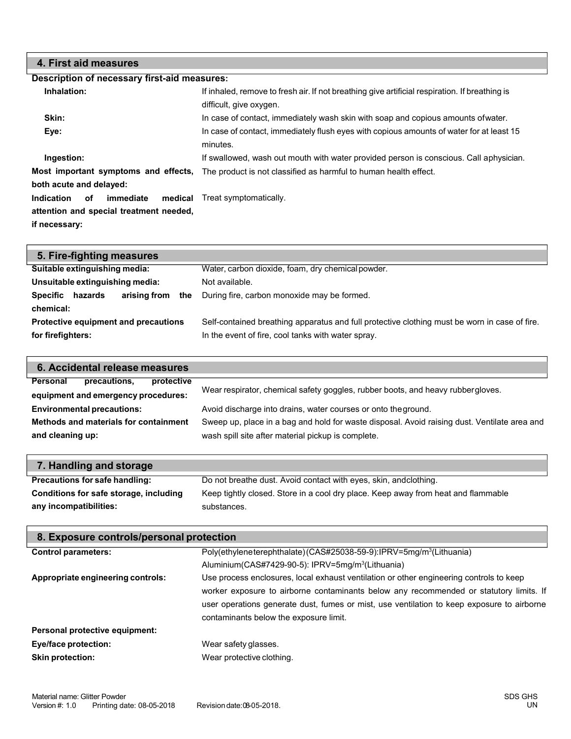## 4. First aid measures

**Description of necessary first-aid measures:**

| | |
|---|---|
| **Inhalation:** | If inhaled, remove to fresh air. If not breathing give artificial respiration. If breathing is difficult, give oxygen. |
| **Skin:** | In case of contact, immediately wash skin with soap and copious amounts of water. |
| **Eye:** | In case of contact, immediately flush eyes with copious amounts of water for at least 15 minutes. |
| **Ingestion:** | If swallowed, wash out mouth with water provided person is conscious. Call a physician. |
| **Most important symptoms and effects, both acute and delayed:** | The product is not classified as harmful to human health effect. |
| **Indication of immediate medical attention and special treatment needed, if necessary:** | Treat symptomatically. |

## 5. Fire-fighting measures

| | |
|---|---|
| **Suitable extinguishing media:** | Water, carbon dioxide, foam, dry chemical powder. |
| **Unsuitable extinguishing media:** | Not available. |
| **Specific hazards arising from the chemical:** | During fire, carbon monoxide may be formed. |
| **Protective equipment and precautions for firefighters:** | Self-contained breathing apparatus and full protective clothing must be worn in case of fire. In the event of fire, cool tanks with water spray. |

## 6. Accidental release measures

| | |
|---|---|
| **Personal precautions, protective equipment and emergency procedures:** | Wear respirator, chemical safety goggles, rubber boots, and heavy rubber gloves. |
| **Environmental precautions:** | Avoid discharge into drains, water courses or onto the ground. |
| **Methods and materials for containment and cleaning up:** | Sweep up, place in a bag and hold for waste disposal. Avoid raising dust. Ventilate area and wash spill site after material pickup is complete. |

## 7. Handling and storage

| | |
|---|---|
| **Precautions for safe handling:** | Do not breathe dust. Avoid contact with eyes, skin, and clothing. |
| **Conditions for safe storage, including any incompatibilities:** | Keep tightly closed. Store in a cool dry place. Keep away from heat and flammable substances. |

## 8. Exposure controls/personal protection

| | |
|---|---|
| **Control parameters:** | Poly(ethyleneterephthalate)(CAS#25038-59-9):IPRV=5mg/m$^3$(Lithuania)<br>Aluminium(CAS#7429-90-5): IPRV=5mg/m$^3$(Lithuania) |
| **Appropriate engineering controls:** | Use process enclosures, local exhaust ventilation or other engineering controls to keep worker exposure to airborne contaminants below any recommended or statutory limits. If user operations generate dust, fumes or mist, use ventilation to keep exposure to airborne contaminants below the exposure limit. |
| **Personal protective equipment:** | |
| **Eye/face protection:** | Wear safety glasses. |
| **Skin protection:** | Wear protective clothing. |

Material name: Glitter Powder
Version #: 1.0 Printing date: 08-05-2018 Revision date: 08-05-2018.

SDS GHS
UN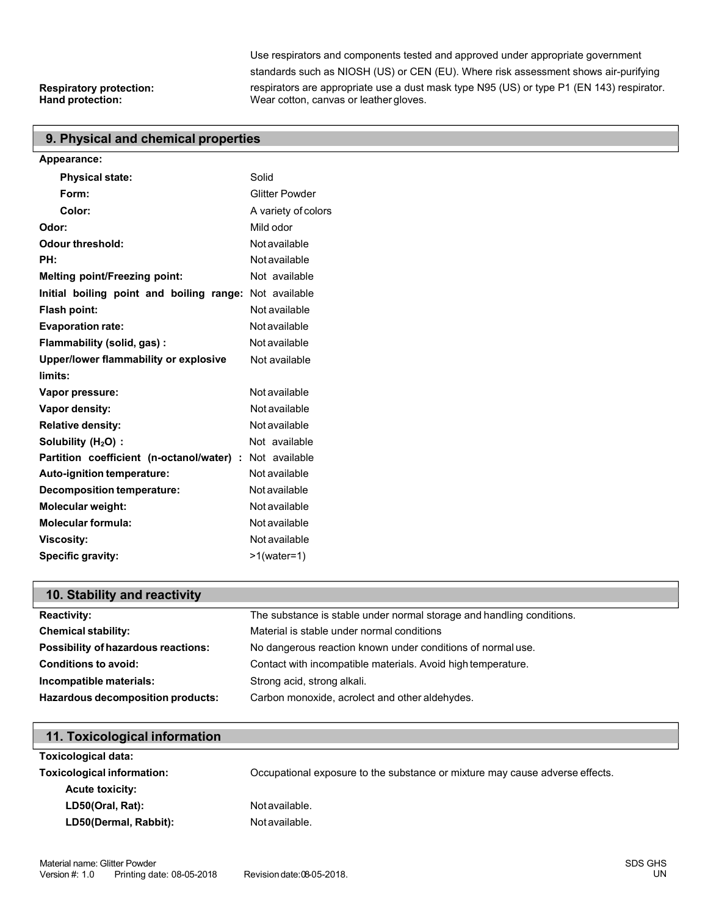**Respiratory protection:** Use respirators and components tested and approved under appropriate government standards such as NIOSH (US) or CEN (EU). Where risk assessment shows air-purifying respirators are appropriate use a dust mask type N95 (US) or type P1 (EN 143) respirator.

**Hand protection:** Wear cotton, canvas or leather gloves.

## 9. Physical and chemical properties

**Appearance:**

| | |
|---|---|
| **Physical state:** | Solid |
| **Form:** | Glitter Powder |
| **Color:** | A variety of colors |
| **Odor:** | Mild odor |
| **Odour threshold:** | Not available |
| **PH:** | Not available |
| **Melting point/Freezing point:** | Not available |
| **Initial boiling point and boiling range:** | Not available |
| **Flash point:** | Not available |
| **Evaporation rate:** | Not available |
| **Flammability (solid, gas) :** | Not available |
| **Upper/lower flammability or explosive limits:** | Not available |
| **Vapor pressure:** | Not available |
| **Vapor density:** | Not available |
| **Relative density:** | Not available |
| **Solubility ($H_2O$) :** | Not available |
| **Partition coefficient (n-octanol/water) :** | Not available |
| **Auto-ignition temperature:** | Not available |
| **Decomposition temperature:** | Not available |
| **Molecular weight:** | Not available |
| **Molecular formula:** | Not available |
| **Viscosity:** | Not available |
| **Specific gravity:** | >1(water=1) |

## 10. Stability and reactivity

| | |
|---|---|
| **Reactivity:** | The substance is stable under normal storage and handling conditions. |
| **Chemical stability:** | Material is stable under normal conditions |
| **Possibility of hazardous reactions:** | No dangerous reaction known under conditions of normal use. |
| **Conditions to avoid:** | Contact with incompatible materials. Avoid high temperature. |
| **Incompatible materials:** | Strong acid, strong alkali. |
| **Hazardous decomposition products:** | Carbon monoxide, acrolect and other aldehydes. |

## 11. Toxicological information

**Toxicological data:**

| | |
|---|---|
| **Toxicological information:** | Occupational exposure to the substance or mixture may cause adverse effects. |
| **Acute toxicity:** | |
| **LD50(Oral, Rat):** | Not available. |
| **LD50(Dermal, Rabbit):** | Not available. |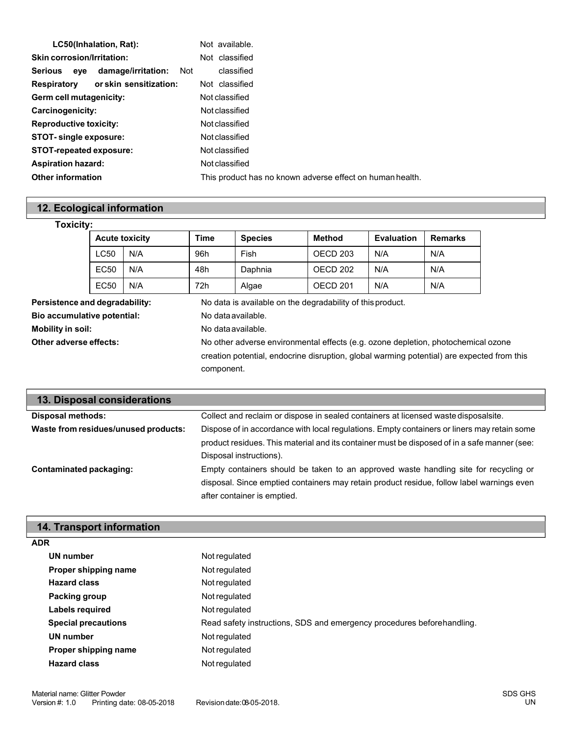**LC50(Inhalation, Rat):** Not available.

**Skin corrosion/Irritation:** Not classified

**Serious eye damage/irritation:** Not classified

**Respiratory or skin sensitization:** Not classified

**Germ cell mutagenicity:** Not classified

**Carcinogenicity:** Not classified

**Reproductive toxicity:** Not classified

**STOT- single exposure:** Not classified

**STOT-repeated exposure:** Not classified

**Aspiration hazard:** Not classified

**Other information** This product has no known adverse effect on human health.

## 12. Ecological information

**Toxicity:**

| Acute toxicity | | Time | Species | Method | Evaluation | Remarks |
|---|---|---|---|---|---|---|
| LC50 | N/A | 96h | Fish | OECD 203 | N/A | N/A |
| EC50 | N/A | 48h | Daphnia | OECD 202 | N/A | N/A |
| EC50 | N/A | 72h | Algae | OECD 201 | N/A | N/A |

**Persistence and degradability:** No data is available on the degradability of this product.

**Bio accumulative potential:** No data available.

**Mobility in soil:** No data available.

**Other adverse effects:** No other adverse environmental effects (e.g. ozone depletion, photochemical ozone creation potential, endocrine disruption, global warming potential) are expected from this component.

## 13. Disposal considerations

**Disposal methods:** Collect and reclaim or dispose in sealed containers at licensed waste disposalsite.

**Waste from residues/unused products:** Dispose of in accordance with local regulations. Empty containers or liners may retain some product residues. This material and its container must be disposed of in a safe manner (see: Disposal instructions).

**Contaminated packaging:** Empty containers should be taken to an approved waste handling site for recycling or disposal. Since emptied containers may retain product residue, follow label warnings even after container is emptied.

## 14. Transport information

**ADR**

**UN number** Not regulated

**Proper shipping name** Not regulated

**Hazard class** Not regulated

**Packing group** Not regulated

**Labels required** Not regulated

**Special precautions** Read safety instructions, SDS and emergency procedures before handling.

**UN number** Not regulated

**Proper shipping name** Not regulated

**Hazard class** Not regulated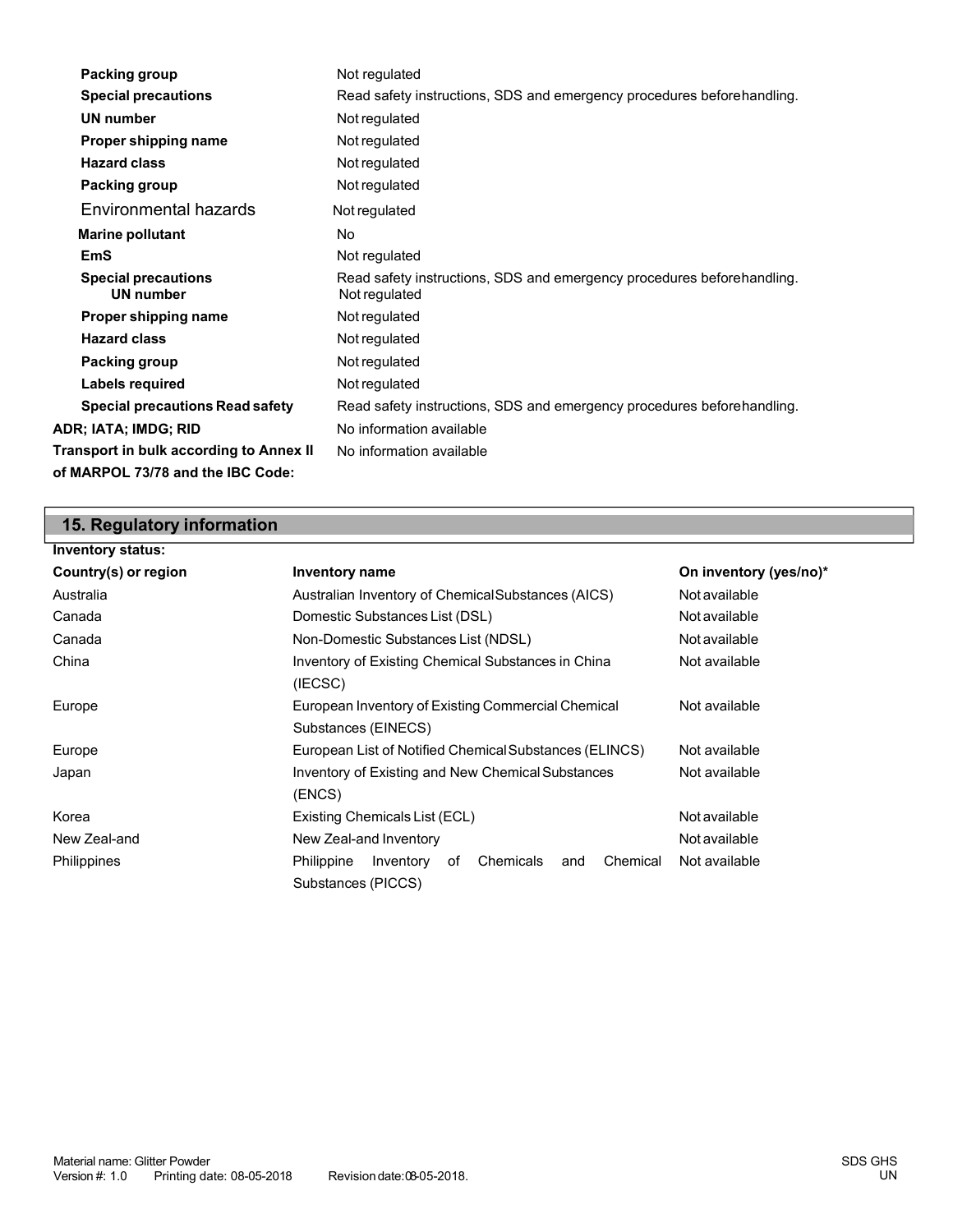**Packing group** Not regulated

**Special precautions** Read safety instructions, SDS and emergency procedures beforehandling.

**UN number** Not regulated

**Proper shipping name** Not regulated

**Hazard class** Not regulated

**Packing group** Not regulated

Environmental hazards Not regulated

**Marine pollutant** No

**EmS** Not regulated

**Special precautions** Read safety instructions, SDS and emergency procedures beforehandling.

**UN number** Not regulated

**Proper shipping name** Not regulated

**Hazard class** Not regulated

**Packing group** Not regulated

**Labels required** Not regulated

**Special precautions Read safety** Read safety instructions, SDS and emergency procedures beforehandling.

**ADR; IATA; IMDG; RID** No information available

**Transport in bulk according to Annex II of MARPOL 73/78 and the IBC Code:** No information available

## 15. Regulatory information

**Inventory status:**

| Country(s) or region | Inventory name | On inventory (yes/no)* |
|---|---|---|
| Australia | Australian Inventory of ChemicalSubstances (AICS) | Not available |
| Canada | Domestic Substances List (DSL) | Not available |
| Canada | Non-Domestic Substances List (NDSL) | Not available |
| China | Inventory of Existing Chemical Substances in China (IECSC) | Not available |
| Europe | European Inventory of Existing Commercial Chemical Substances (EINECS) | Not available |
| Europe | European List of Notified ChemicalSubstances (ELINCS) | Not available |
| Japan | Inventory of Existing and New Chemical Substances (ENCS) | Not available |
| Korea | Existing Chemicals List (ECL) | Not available |
| New Zeal-and | New Zeal-and Inventory | Not available |
| Philippines | Philippine Inventory of Chemicals and Chemical Substances (PICCS) | Not available |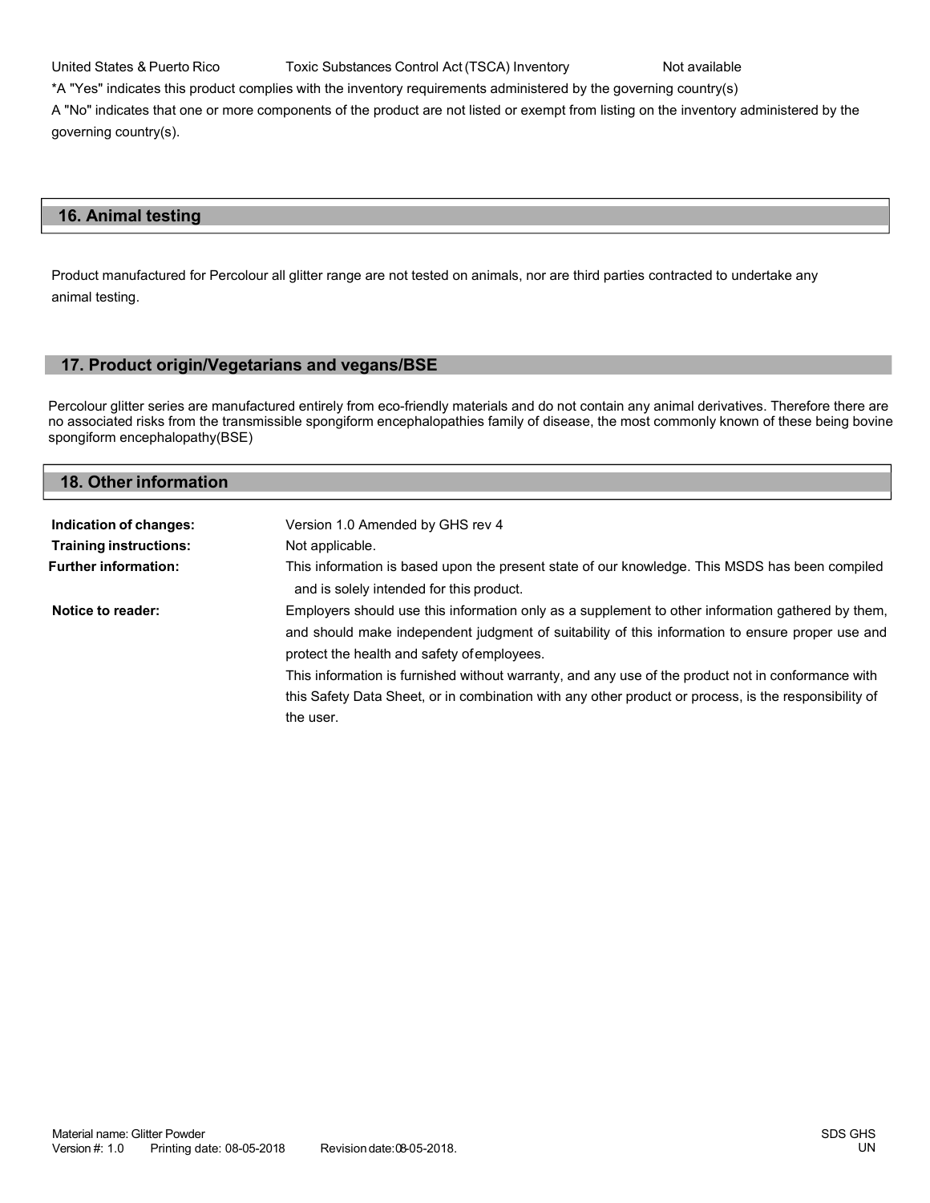| | | |
|---|---|---|
| United States & Puerto Rico | Toxic Substances Control Act (TSCA) Inventory | Not available |

*A "Yes" indicates this product complies with the inventory requirements administered by the governing country(s)

A "No" indicates that one or more components of the product are not listed or exempt from listing on the inventory administered by the governing country(s).

## 16. Animal testing

Product manufactured for Percolour all glitter range are not tested on animals, nor are third parties contracted to undertake any animal testing.

## 17. Product origin/Vegetarians and vegans/BSE

Percolour glitter series are manufactured entirely from eco-friendly materials and do not contain any animal derivatives. Therefore there are no associated risks from the transmissible spongiform encephalopathies family of disease, the most commonly known of these being bovine spongiform encephalopathy(BSE)

## 18. Other information

**Indication of changes:** Version 1.0 Amended by GHS rev 4

**Training instructions:** Not applicable.

**Further information:** This information is based upon the present state of our knowledge. This MSDS has been compiled and is solely intended for this product.

**Notice to reader:** Employers should use this information only as a supplement to other information gathered by them, and should make independent judgment of suitability of this information to ensure proper use and protect the health and safety of employees.

This information is furnished without warranty, and any use of the product not in conformance with this Safety Data Sheet, or in combination with any other product or process, is the responsibility of the user.